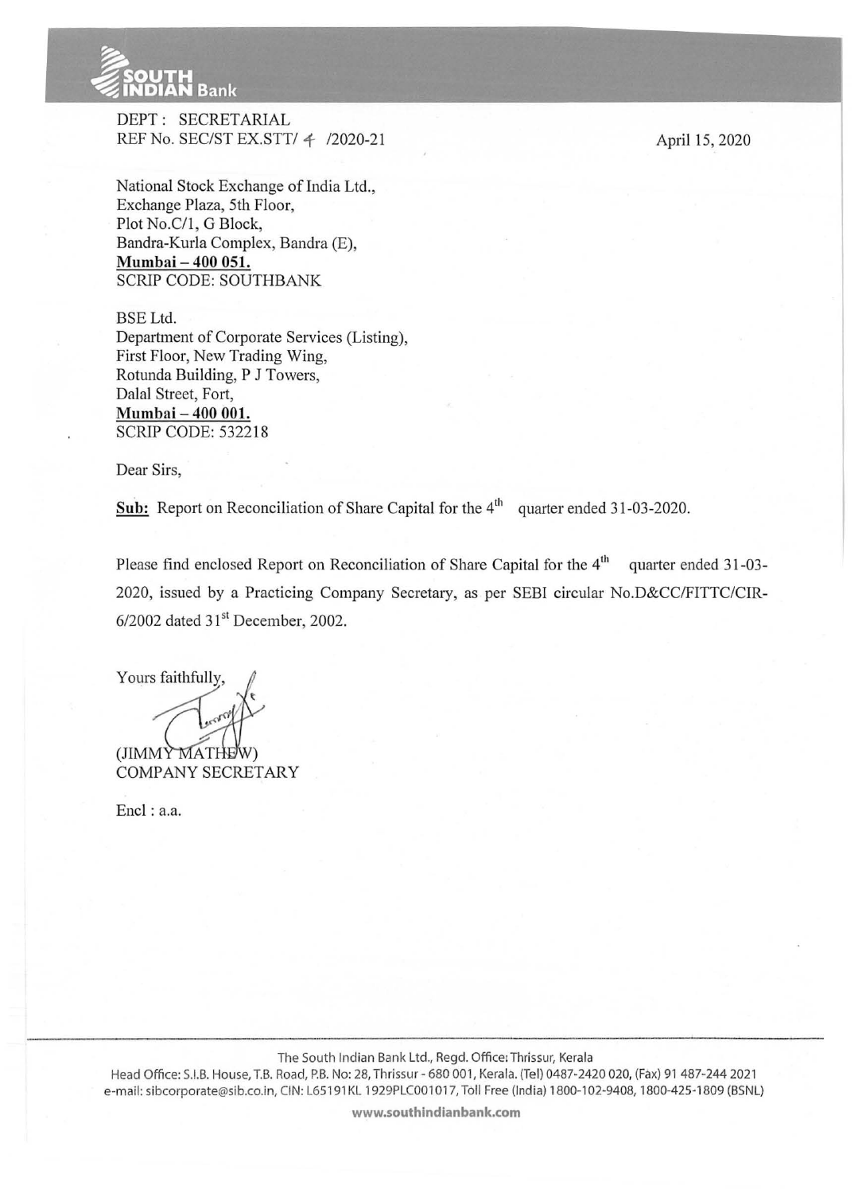SOUTH INDIAN Bank

DEPT : SECRETARIAL
REF No. SEC/ST EX.STT/ 4 /2020-21

April 15, 2020

National Stock Exchange of India Ltd.,
Exchange Plaza, 5th Floor,
Plot No.C/1, G Block,
Bandra-Kurla Complex, Bandra (E),
**Mumbai – 400 051.**
SCRIP CODE: SOUTHBANK

BSE Ltd.
Department of Corporate Services (Listing),
First Floor, New Trading Wing,
Rotunda Building, P J Towers,
Dalal Street, Fort,
**Mumbai – 400 001.**
SCRIP CODE: 532218

Dear Sirs,

**Sub:** Report on Reconciliation of Share Capital for the 4th quarter ended 31-03-2020.

Please find enclosed Report on Reconciliation of Share Capital for the 4th quarter ended 31-03-2020, issued by a Practicing Company Secretary, as per SEBI circular No.D&CC/FITTC/CIR-6/2002 dated 31st December, 2002.

Yours faithfully,

(JIMMY MATHEW)
COMPANY SECRETARY

Encl : a.a.

The South Indian Bank Ltd., Regd. Office: Thrissur, Kerala
Head Office: S.I.B. House, T.B. Road, P.B. No: 28, Thrissur - 680 001, Kerala. (Tel) 0487-2420 020, (Fax) 91 487-244 2021
e-mail: sibcorporate@sib.co.in, CIN: L65191KL1929PLC001017, Toll Free (India) 1800-102-9408, 1800-425-1809 (BSNL)

www.southindianbank.com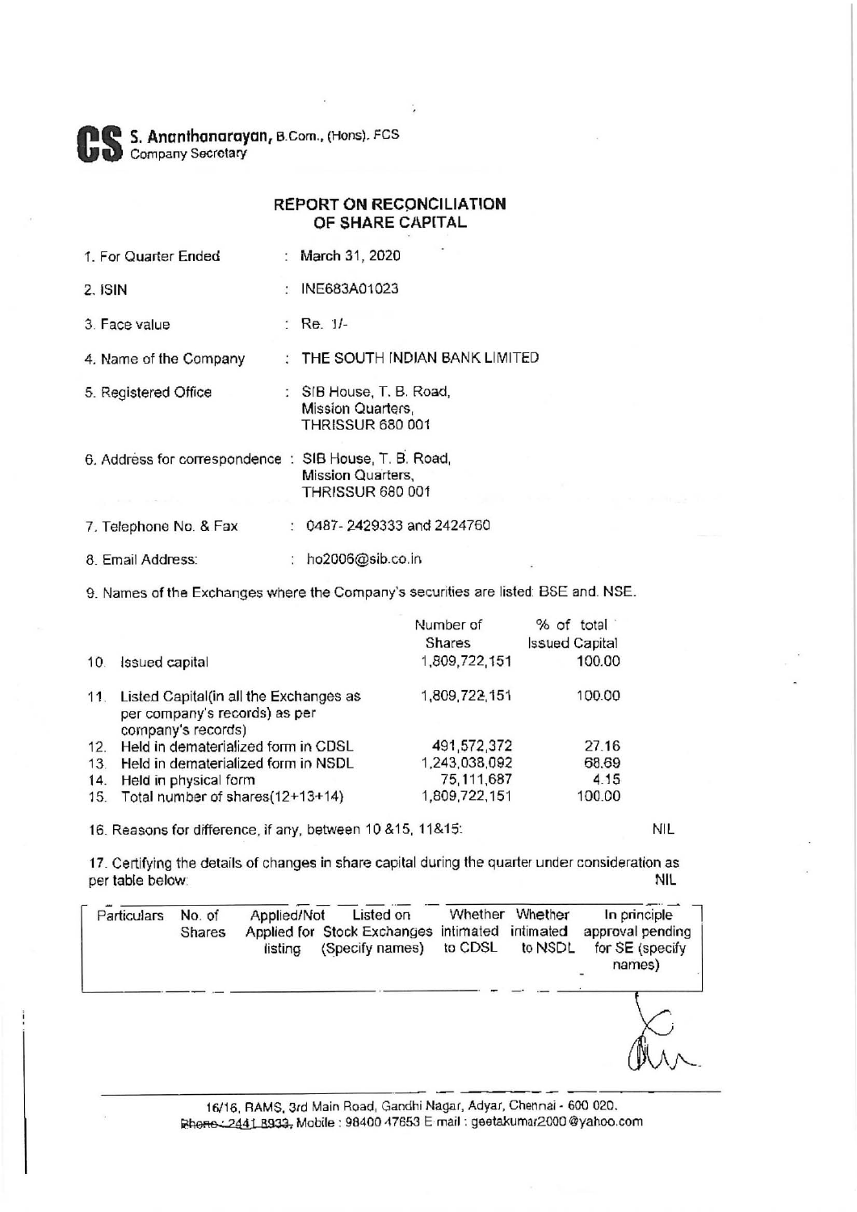**CS S. Ananthanarayan,** B.Com., (Hons). FCS
Company Secretary

## REPORT ON RECONCILIATION OF SHARE CAPITAL

1. For Quarter Ended : March 31, 2020

2. ISIN : INE683A01023

3. Face value : Re. 1/-

4. Name of the Company : THE SOUTH INDIAN BANK LIMITED

5. Registered Office : SIB House, T. B. Road, Mission Quarters, THRISSUR 680 001

6. Address for correspondence : SIB House, T. B. Road, Mission Quarters, THRISSUR 680 001

7. Telephone No. & Fax : 0487- 2429333 and 2424760

8. Email Address: : ho2006@sib.co.in

9. Names of the Exchanges where the Company's securities are listed: BSE and NSE.

| | | Number of Shares | % of total Issued Capital |
|---|---|---|---|
| 10. | Issued capital | 1,809,722,151 | 100.00 |
| 11. | Listed Capital(in all the Exchanges as per company's records) as per company's records) | 1,809,722,151 | 100.00 |
| 12. | Held in dematerialized form in CDSL | 491,572,372 | 27.16 |
| 13. | Held in dematerialized form in NSDL | 1,243,038,092 | 68.69 |
| 14. | Held in physical form | 75,111,687 | 4.15 |
| 15. | Total number of shares(12+13+14) | 1,809,722,151 | 100.00 |

16. Reasons for difference, if any, between 10 &15, 11&15: NIL

17. Certifying the details of changes in share capital during the quarter under consideration as per table below: NIL

| Particulars | No. of Shares | Applied/Not Applied for listing | Listed on Stock Exchanges (Specify names) | Whether intimated to CDSL | Whether intimated to NSDL | In principle approval pending for SE (specify names) |
|---|---|---|---|---|---|---|
| | | | | | | |

16/16, RAMS, 3rd Main Road, Gandhi Nagar, Adyar, Chennai - 600 020.
Phone : 2441 8933, Mobile : 98400 47653 E mail : geetakumar2000@yahoo.com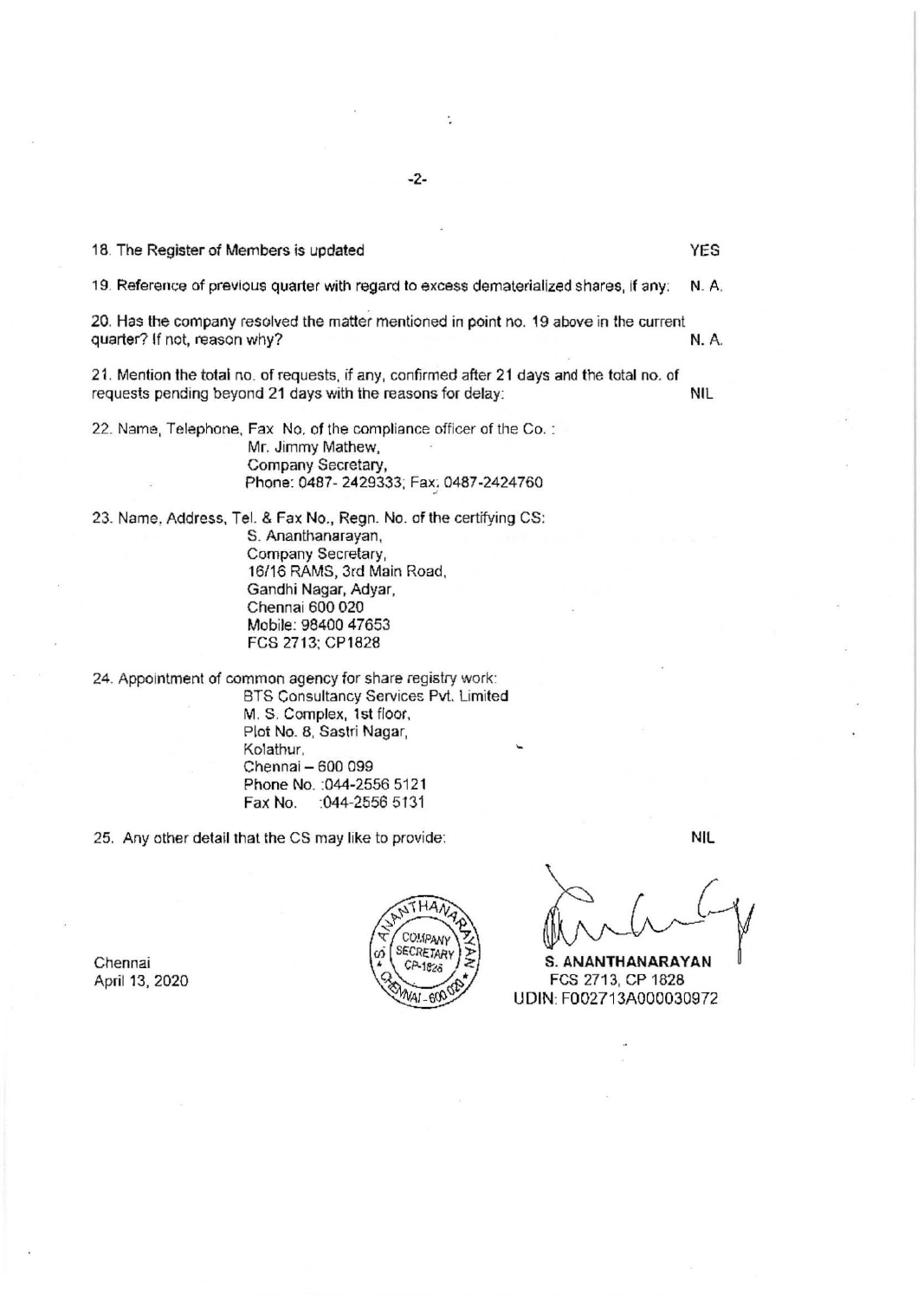18. The Register of Members is updated YES

19. Reference of previous quarter with regard to excess dematerialized shares, if any: N. A.

20. Has the company resolved the matter mentioned in point no. 19 above in the current quarter? If not, reason why? N. A.

21. Mention the total no. of requests, if any, confirmed after 21 days and the total no. of requests pending beyond 21 days with the reasons for delay: NIL

22. Name, Telephone, Fax No. of the compliance officer of the Co. :

Mr. Jimmy Mathew,
Company Secretary,
Phone: 0487- 2429333; Fax: 0487-2424760

23. Name, Address, Tel. & Fax No., Regn. No. of the certifying CS:

S. Ananthanarayan,
Company Secretary,
16/16 RAMS, 3rd Main Road,
Gandhi Nagar, Adyar,
Chennai 600 020
Mobile: 98400 47653
FCS 2713; CP1828

24. Appointment of common agency for share registry work:

BTS Consultancy Services Pvt. Limited
M. S. Complex, 1st floor,
Plot No. 8, Sastri Nagar,
Kolathur,
Chennai – 600 099
Phone No. :044-2556 5121
Fax No. :044-2556 5131

25. Any other detail that the CS may like to provide: NIL

Chennai
April 13, 2020

S. ANANTHANARAYAN COMPANY SECRETARY CP-1828 CHENNAI-600 020

**S. ANANTHANARAYAN**
FCS 2713, CP 1828
UDIN: F002713A000030972